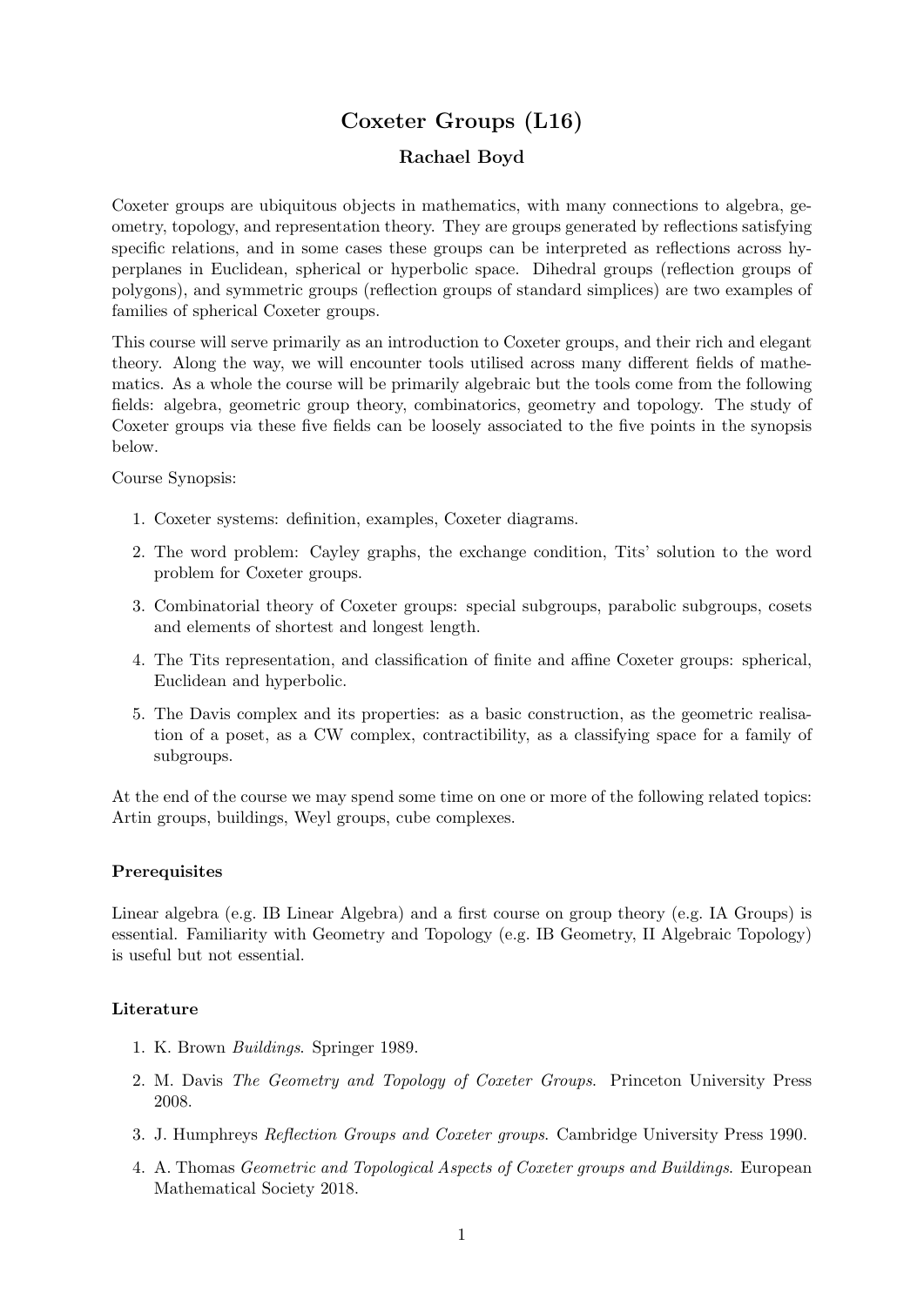# Coxeter Groups (L16)

## Rachael Boyd

Coxeter groups are ubiquitous objects in mathematics, with many connections to algebra, geometry, topology, and representation theory. They are groups generated by reflections satisfying specific relations, and in some cases these groups can be interpreted as reflections across hyperplanes in Euclidean, spherical or hyperbolic space. Dihedral groups (reflection groups of polygons), and symmetric groups (reflection groups of standard simplices) are two examples of families of spherical Coxeter groups.

This course will serve primarily as an introduction to Coxeter groups, and their rich and elegant theory. Along the way, we will encounter tools utilised across many different fields of mathematics. As a whole the course will be primarily algebraic but the tools come from the following fields: algebra, geometric group theory, combinatorics, geometry and topology. The study of Coxeter groups via these five fields can be loosely associated to the five points in the synopsis below.

Course Synopsis:

1. Coxeter systems: definition, examples, Coxeter diagrams.
2. The word problem: Cayley graphs, the exchange condition, Tits' solution to the word problem for Coxeter groups.
3. Combinatorial theory of Coxeter groups: special subgroups, parabolic subgroups, cosets and elements of shortest and longest length.
4. The Tits representation, and classification of finite and affine Coxeter groups: spherical, Euclidean and hyperbolic.
5. The Davis complex and its properties: as a basic construction, as the geometric realisation of a poset, as a CW complex, contractibility, as a classifying space for a family of subgroups.

At the end of the course we may spend some time on one or more of the following related topics: Artin groups, buildings, Weyl groups, cube complexes.

### Prerequisites

Linear algebra (e.g. IB Linear Algebra) and a first course on group theory (e.g. IA Groups) is essential. Familiarity with Geometry and Topology (e.g. IB Geometry, II Algebraic Topology) is useful but not essential.

### Literature

1. K. Brown *Buildings*. Springer 1989.
2. M. Davis *The Geometry and Topology of Coxeter Groups*. Princeton University Press 2008.
3. J. Humphreys *Reflection Groups and Coxeter groups*. Cambridge University Press 1990.
4. A. Thomas *Geometric and Topological Aspects of Coxeter groups and Buildings*. European Mathematical Society 2018.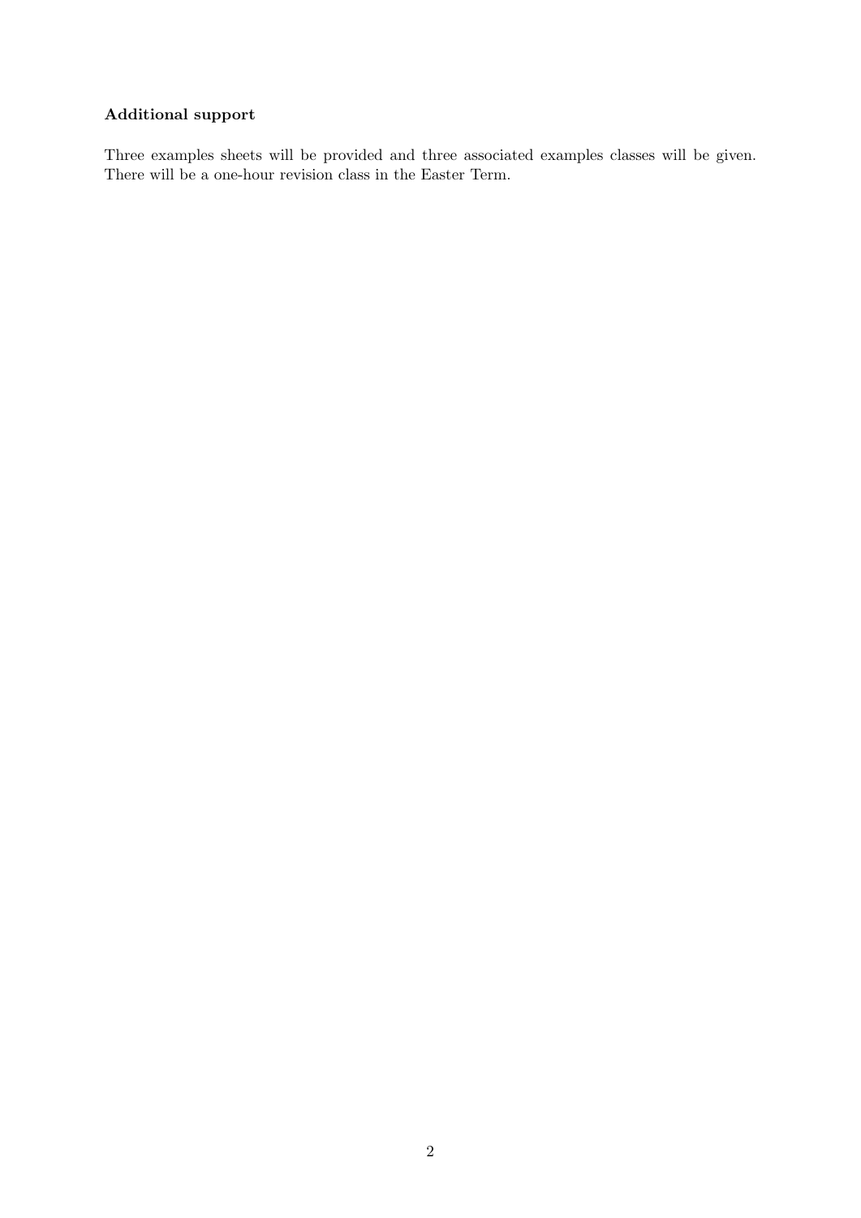**Additional support**

Three examples sheets will be provided and three associated examples classes will be given. There will be a one-hour revision class in the Easter Term.